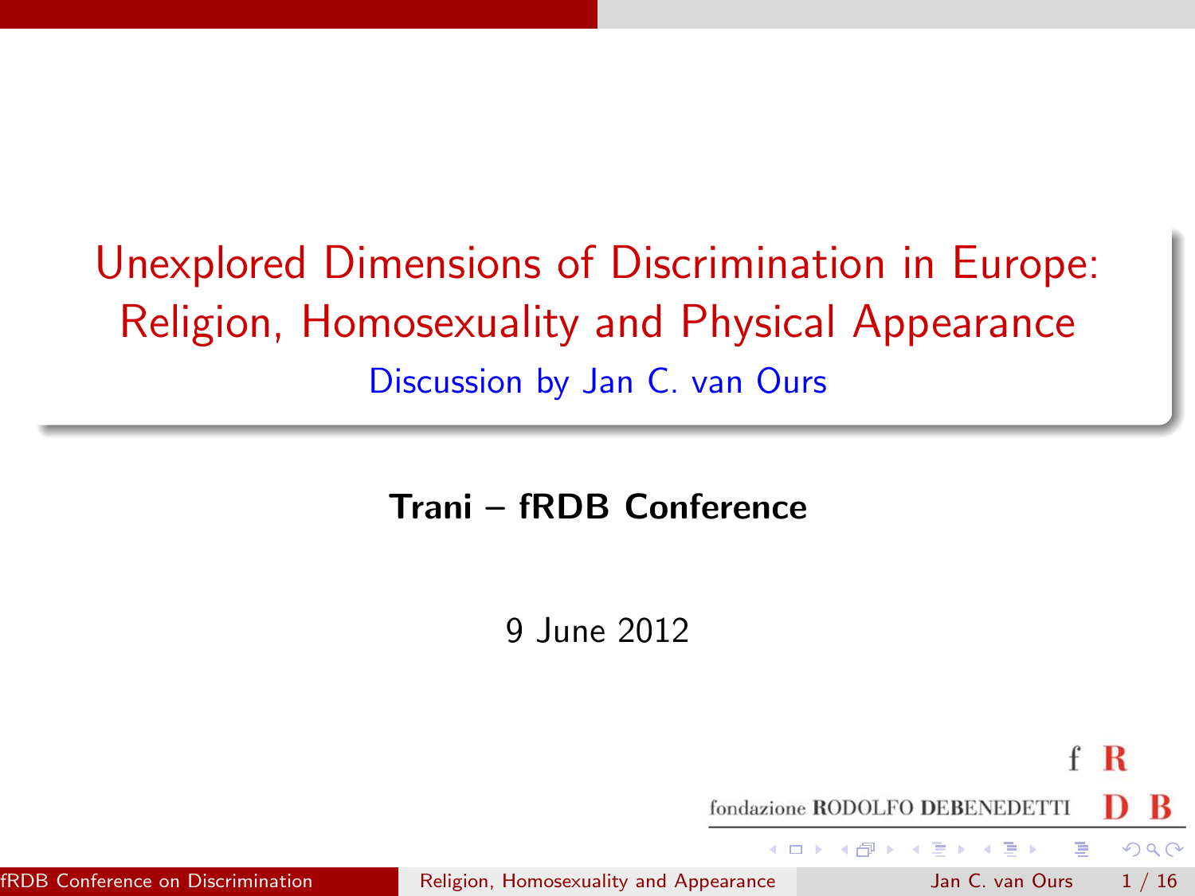# Unexplored Dimensions of Discrimination in Europe: Religion, Homosexuality and Physical Appearance

Discussion by Jan C. van Ours

**Trani – fRDB Conference**

9 June 2012

fondazione RODOLFO DEBENEDETTI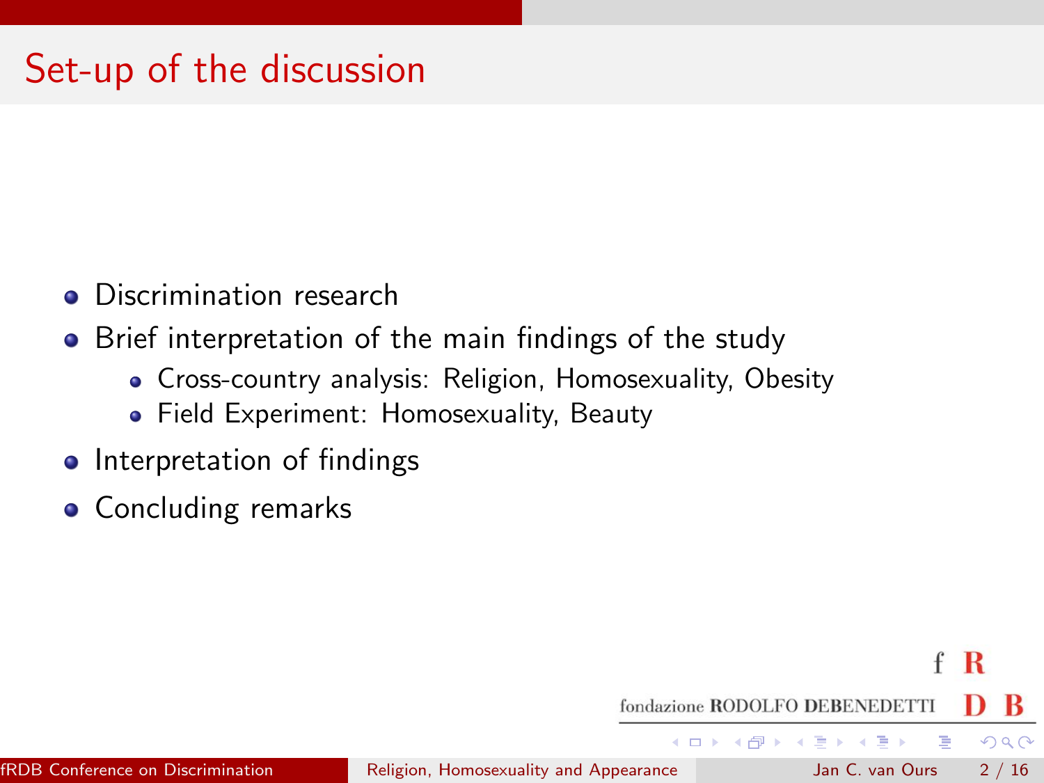# Set-up of the discussion

- Discrimination research
- Brief interpretation of the main findings of the study
  - Cross-country analysis: Religion, Homosexuality, Obesity
  - Field Experiment: Homosexuality, Beauty
- Interpretation of findings
- Concluding remarks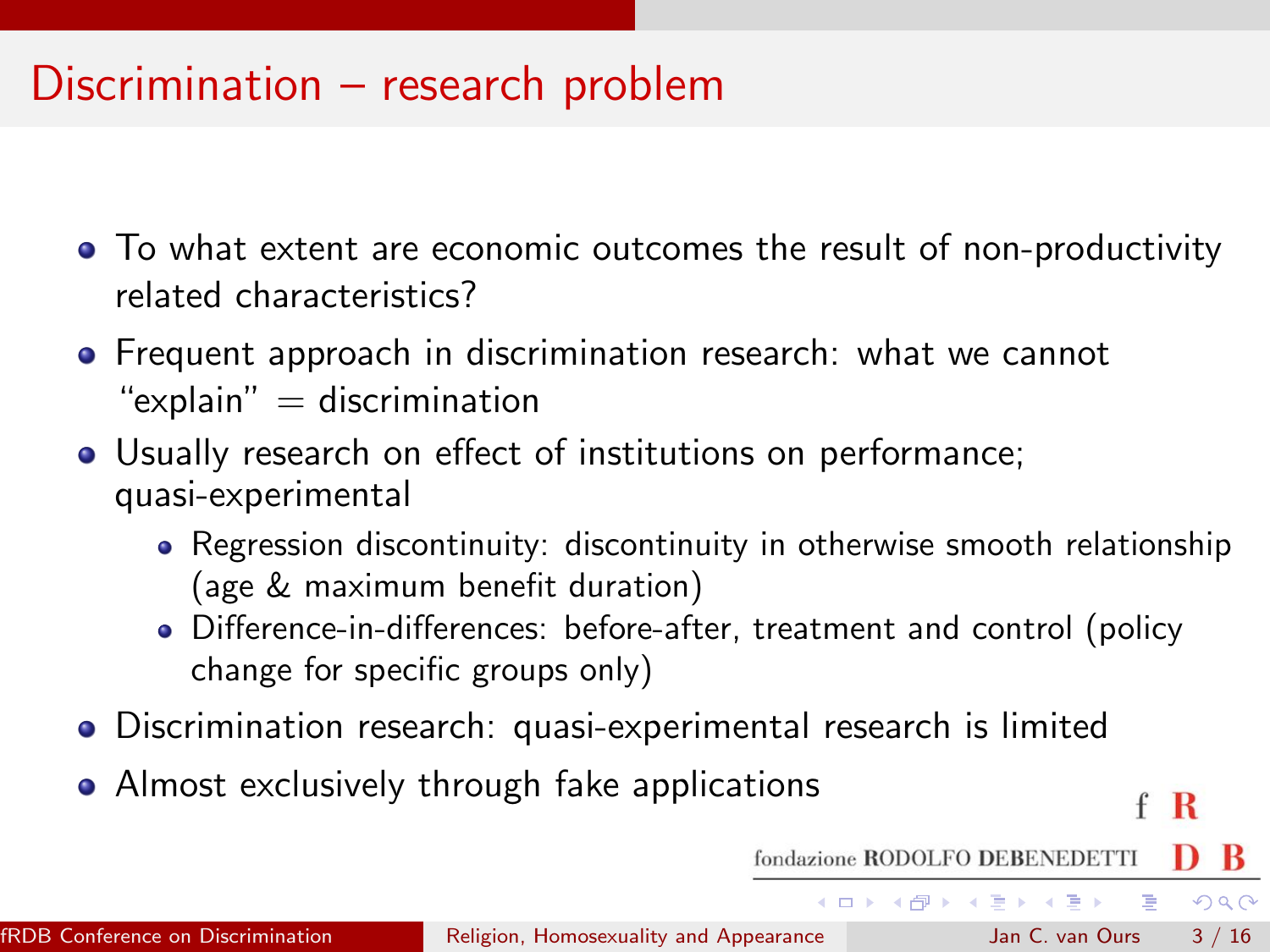# Discrimination – research problem

- To what extent are economic outcomes the result of non-productivity related characteristics?
- Frequent approach in discrimination research: what we cannot "explain" = discrimination
- Usually research on effect of institutions on performance; quasi-experimental
  - Regression discontinuity: discontinuity in otherwise smooth relationship (age & maximum benefit duration)
  - Difference-in-differences: before-after, treatment and control (policy change for specific groups only)
- Discrimination research: quasi-experimental research is limited
- Almost exclusively through fake applications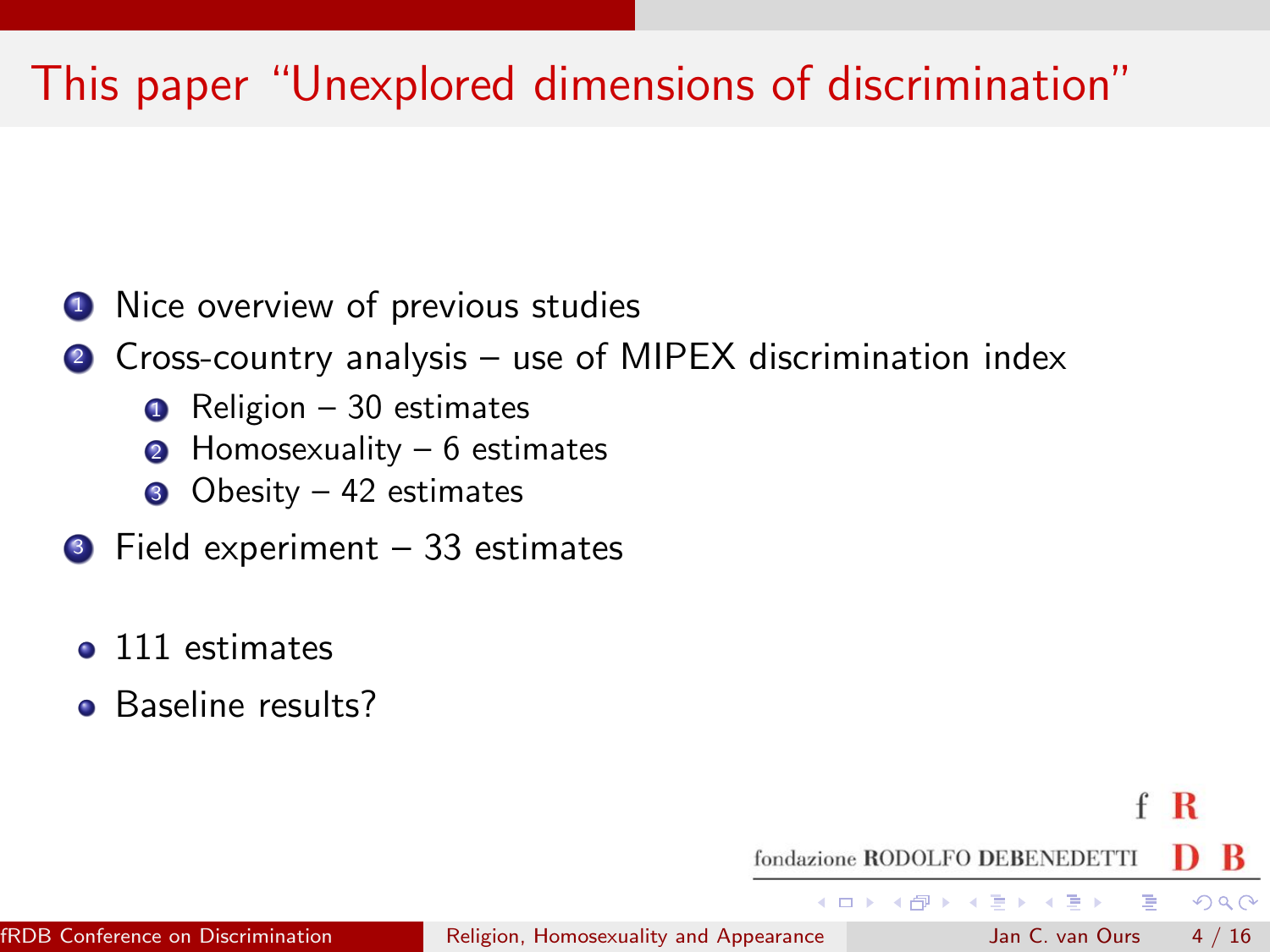# This paper "Unexplored dimensions of discrimination"

1. Nice overview of previous studies
2. Cross-country analysis – use of MIPEX discrimination index
    1. Religion – 30 estimates
    2. Homosexuality – 6 estimates
    3. Obesity – 42 estimates
3. Field experiment – 33 estimates

- 111 estimates
- Baseline results?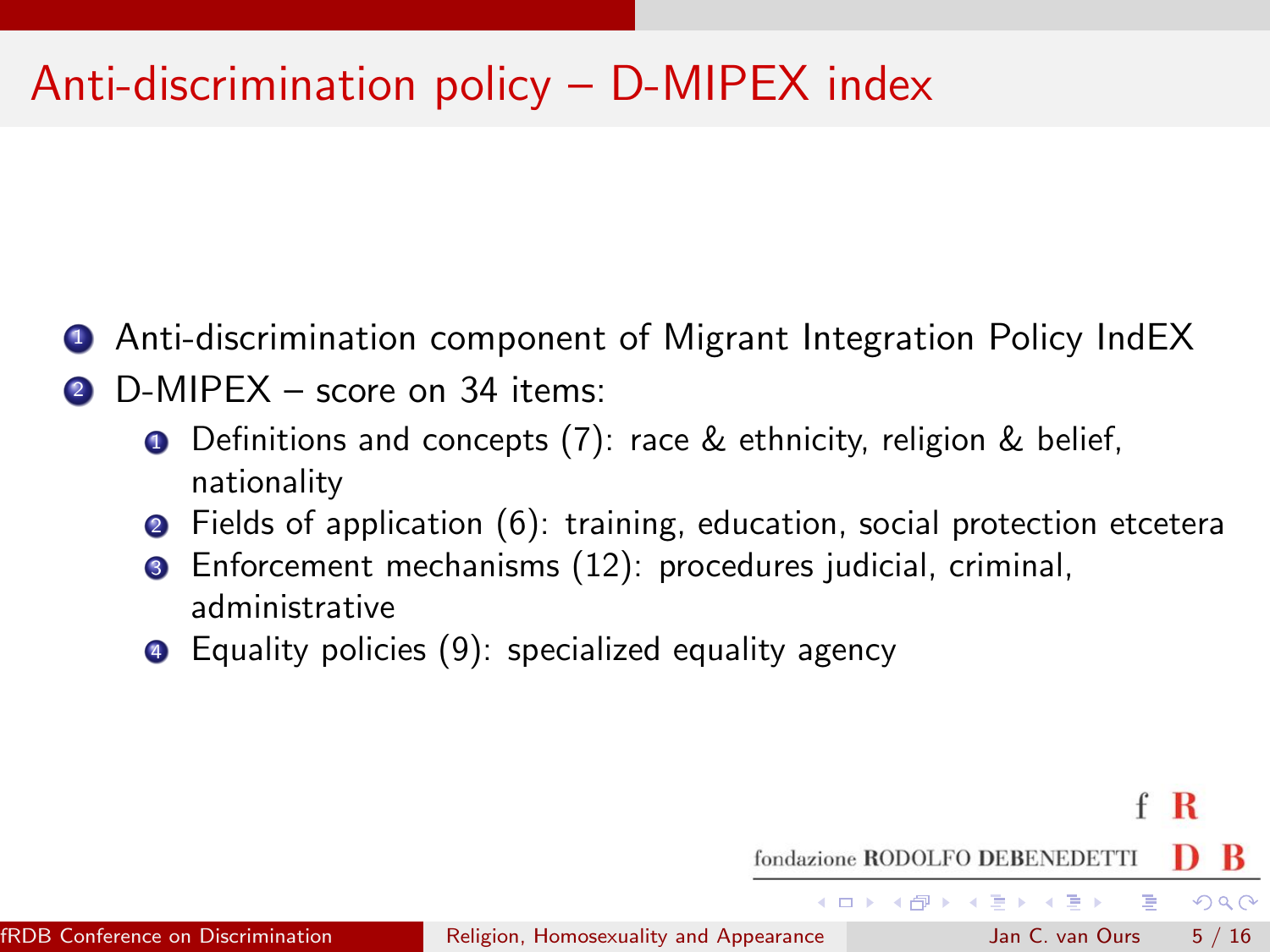# Anti-discrimination policy – D-MIPEX index

1. Anti-discrimination component of Migrant Integration Policy IndEX
2. D-MIPEX – score on 34 items:
    1. Definitions and concepts (7): race & ethnicity, religion & belief, nationality
    2. Fields of application (6): training, education, social protection etcetera
    3. Enforcement mechanisms (12): procedures judicial, criminal, administrative
    4. Equality policies (9): specialized equality agency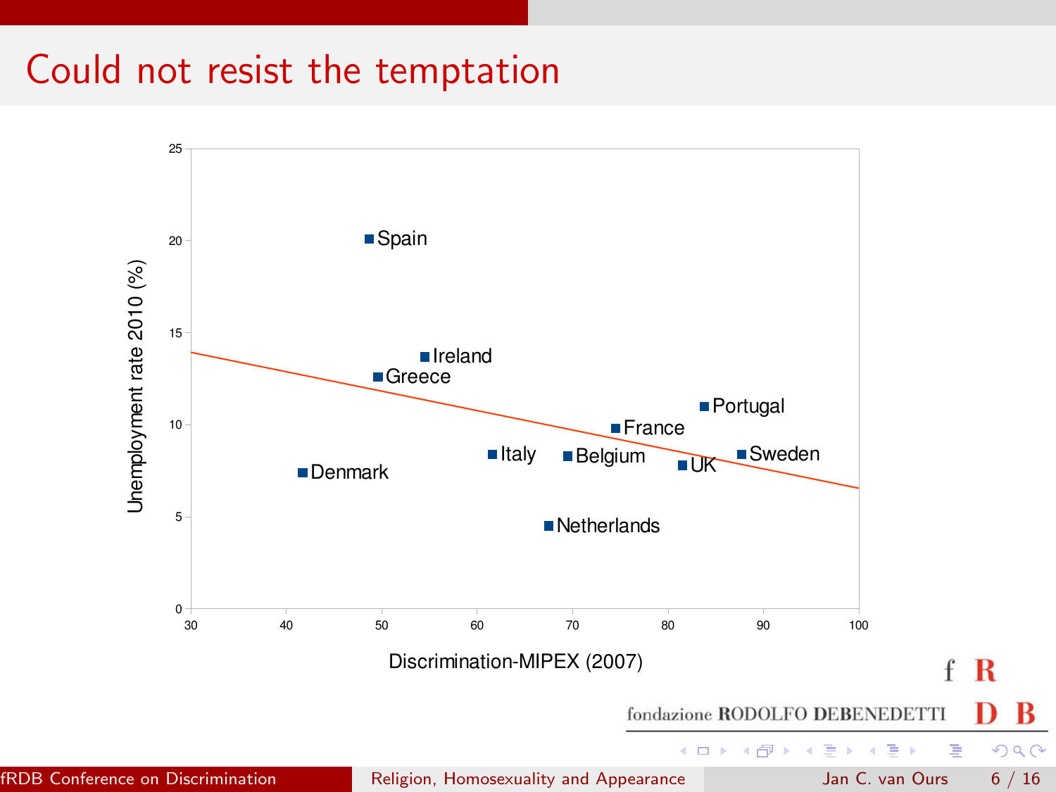# Could not resist the temptation

Unemployment rate 2010 (%)

25

20

15

10

5

0

30 40 50 60 70 80 90 100

Discrimination-MIPEX (2007)

Spain

Ireland

Greece

Portugal

France

Italy

Belgium

UK

Sweden

Denmark

Netherlands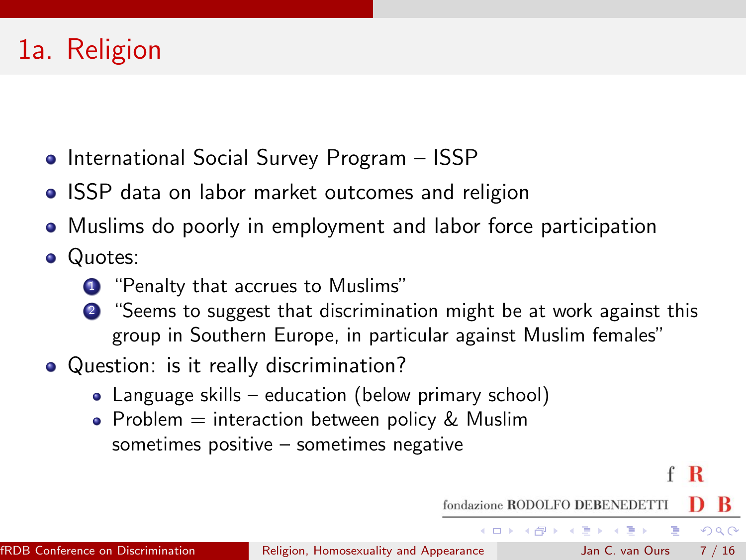# 1a. Religion

- International Social Survey Program – ISSP
- ISSP data on labor market outcomes and religion
- Muslims do poorly in employment and labor force participation
- Quotes:
  1. "Penalty that accrues to Muslims"
  2. "Seems to suggest that discrimination might be at work against this group in Southern Europe, in particular against Muslim females"
- Question: is it really discrimination?
  - Language skills – education (below primary school)
  - Problem = interaction between policy & Muslim sometimes positive – sometimes negative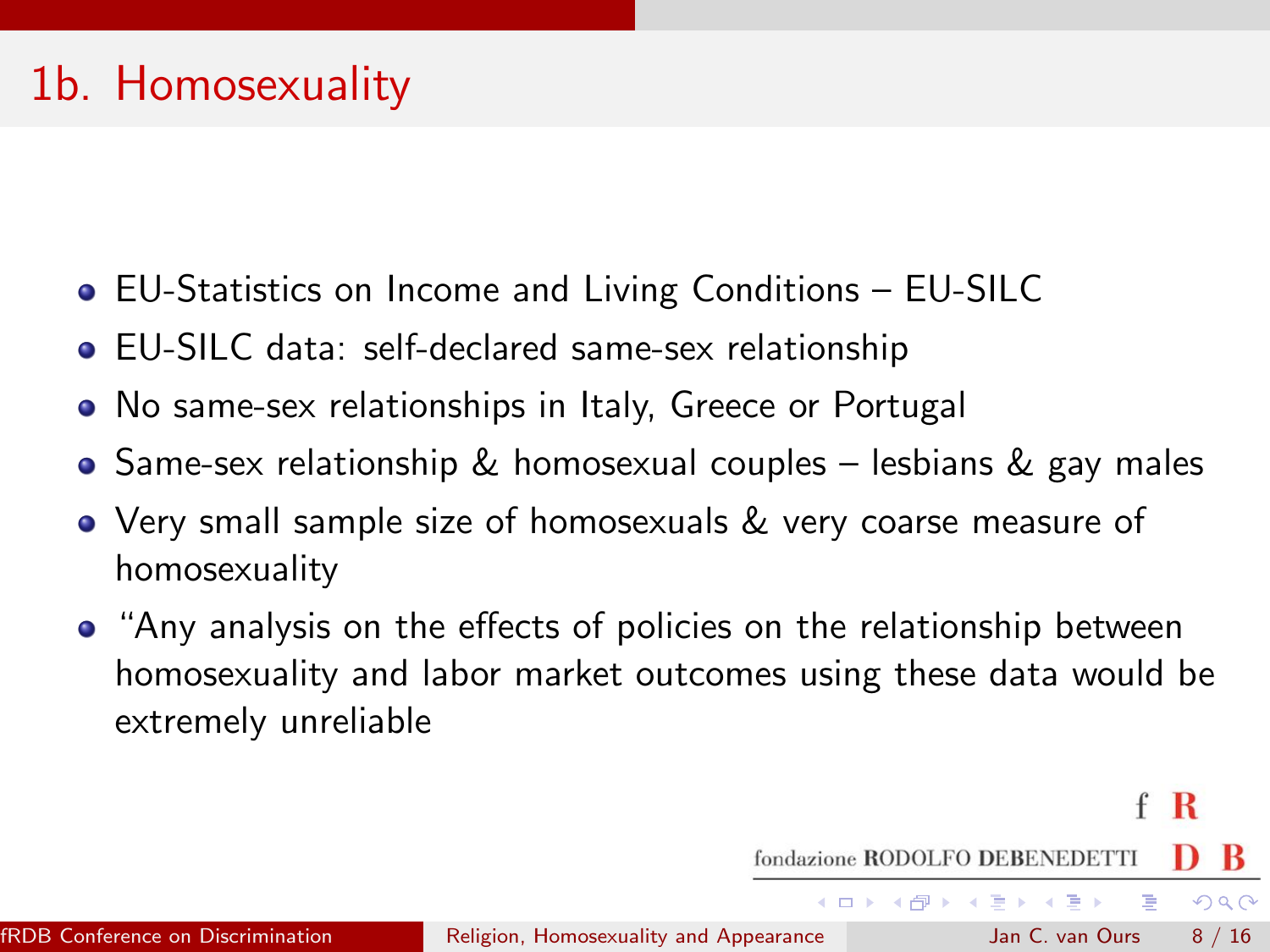# 1b. Homosexuality

- EU-Statistics on Income and Living Conditions – EU-SILC
- EU-SILC data: self-declared same-sex relationship
- No same-sex relationships in Italy, Greece or Portugal
- Same-sex relationship & homosexual couples – lesbians & gay males
- Very small sample size of homosexuals & very coarse measure of homosexuality
- "Any analysis on the effects of policies on the relationship between homosexuality and labor market outcomes using these data would be extremely unreliable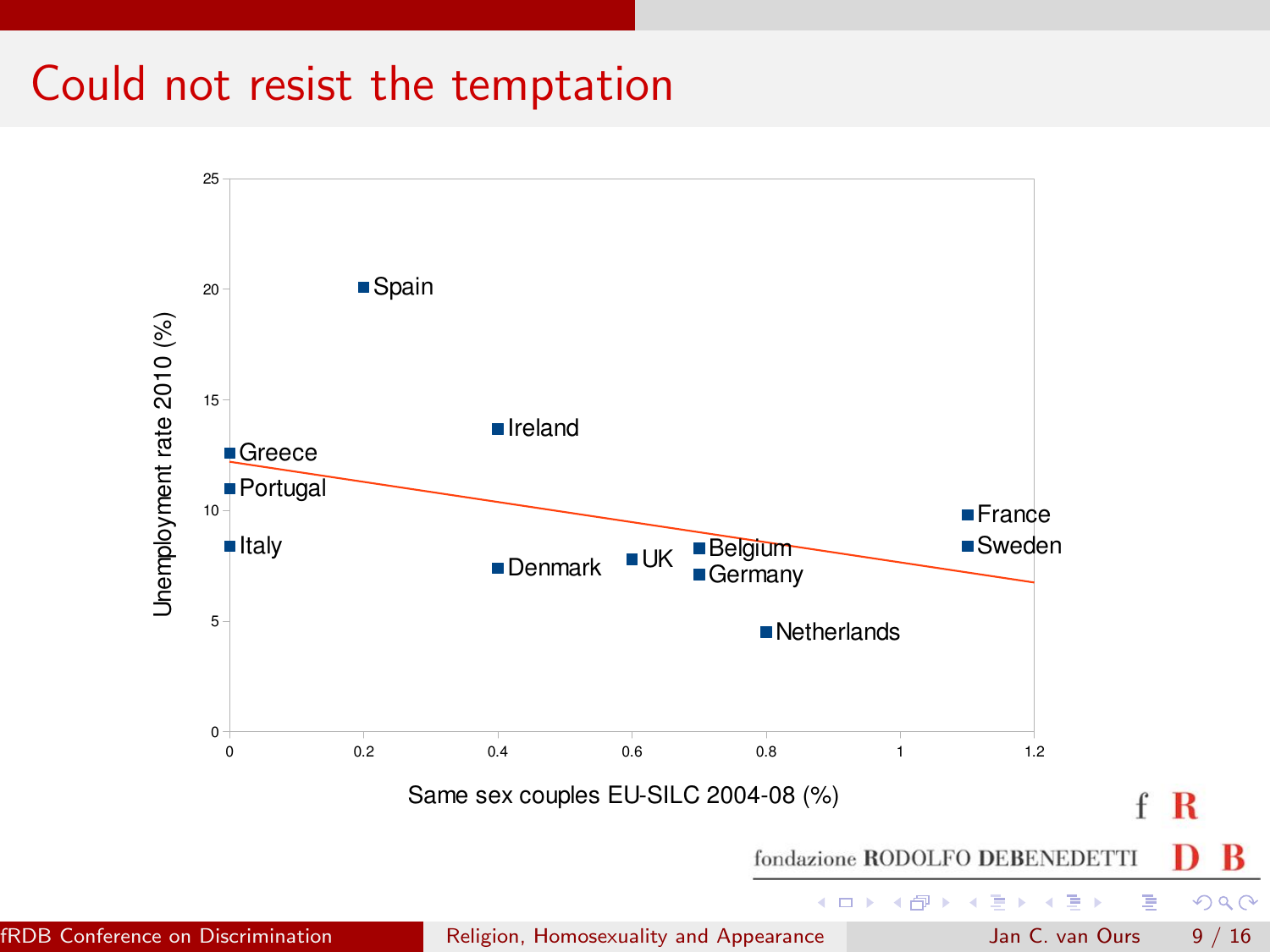# Could not resist the temptation

| Country | Same sex couples EU-SILC 2004-08 (%) | Unemployment rate 2010 (%) |
|---|---|---|
| Spain | 0.2 | 20 |
| Ireland | 0.4 | 13.7 |
| Greece | 0 | 12.6 |
| Portugal | 0 | 11 |
| Italy | 0 | 8.4 |
| Denmark | 0.4 | 7.4 |
| UK | 0.6 | 7.8 |
| Belgium | 0.7 | 8.3 |
| Germany | 0.7 | 7.1 |
| Netherlands | 0.8 | 4.5 |
| France | 1.1 | 9.8 |
| Sweden | 1.1 | 8.4 |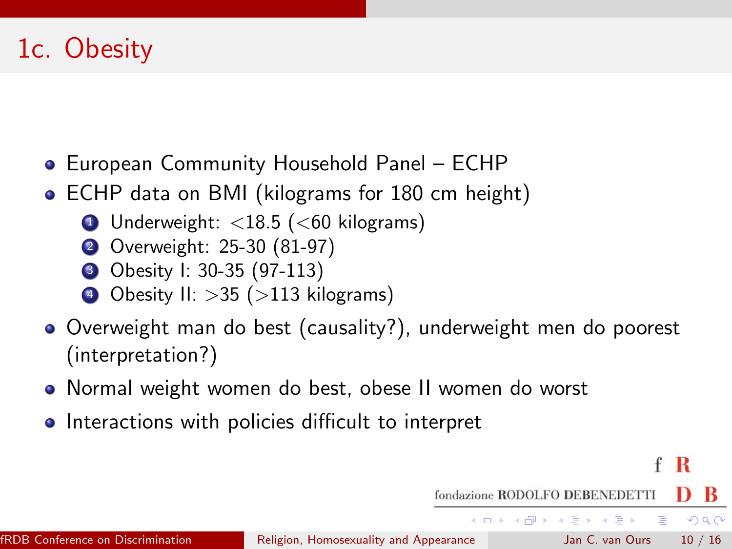# 1c. Obesity

- European Community Household Panel – ECHP
- ECHP data on BMI (kilograms for 180 cm height)
  1. Underweight: $<18.5$ ($<60$ kilograms)
  2. Overweight: 25-30 (81-97)
  3. Obesity I: 30-35 (97-113)
  4. Obesity II: $>35$ ($>113$ kilograms)
- Overweight man do best (causality?), underweight men do poorest (interpretation?)
- Normal weight women do best, obese II women do worst
- Interactions with policies difficult to interpret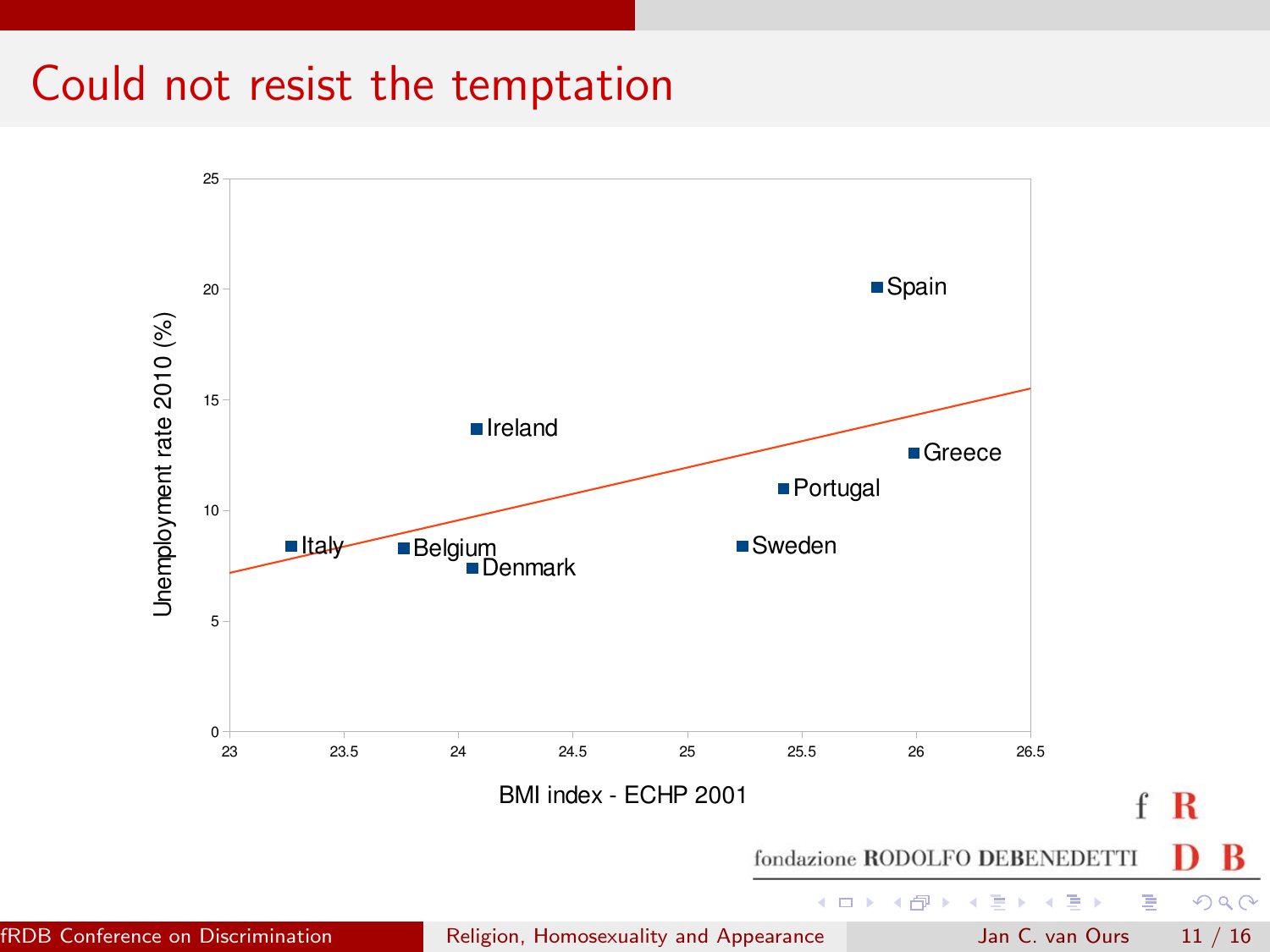# Could not resist the temptation

Unemployment rate 2010 (%)

| Country | BMI index - ECHP 2001 | Unemployment rate 2010 (%) |
|---|---|---|
| Italy | 23.27 | 8.4 |
| Belgium | 23.76 | 8.3 |
| Denmark | 24.06 | 7.4 |
| Ireland | 24.08 | 13.7 |
| Sweden | 25.24 | 8.4 |
| Portugal | 25.42 | 11.0 |
| Spain | 25.83 | 20.1 |
| Greece | 25.99 | 12.6 |

BMI index - ECHP 2001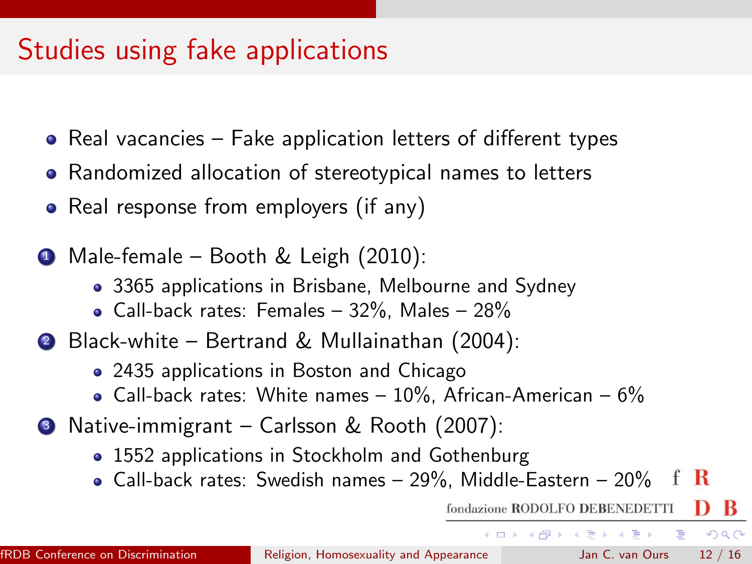# Studies using fake applications

- Real vacancies – Fake application letters of different types
- Randomized allocation of stereotypical names to letters
- Real response from employers (if any)

1. Male-female – Booth & Leigh (2010):
   - 3365 applications in Brisbane, Melbourne and Sydney
   - Call-back rates: Females – 32%, Males – 28%
2. Black-white – Bertrand & Mullainathan (2004):
   - 2435 applications in Boston and Chicago
   - Call-back rates: White names – 10%, African-American – 6%
3. Native-immigrant – Carlsson & Rooth (2007):
   - 1552 applications in Stockholm and Gothenburg
   - Call-back rates: Swedish names – 29%, Middle-Eastern – 20%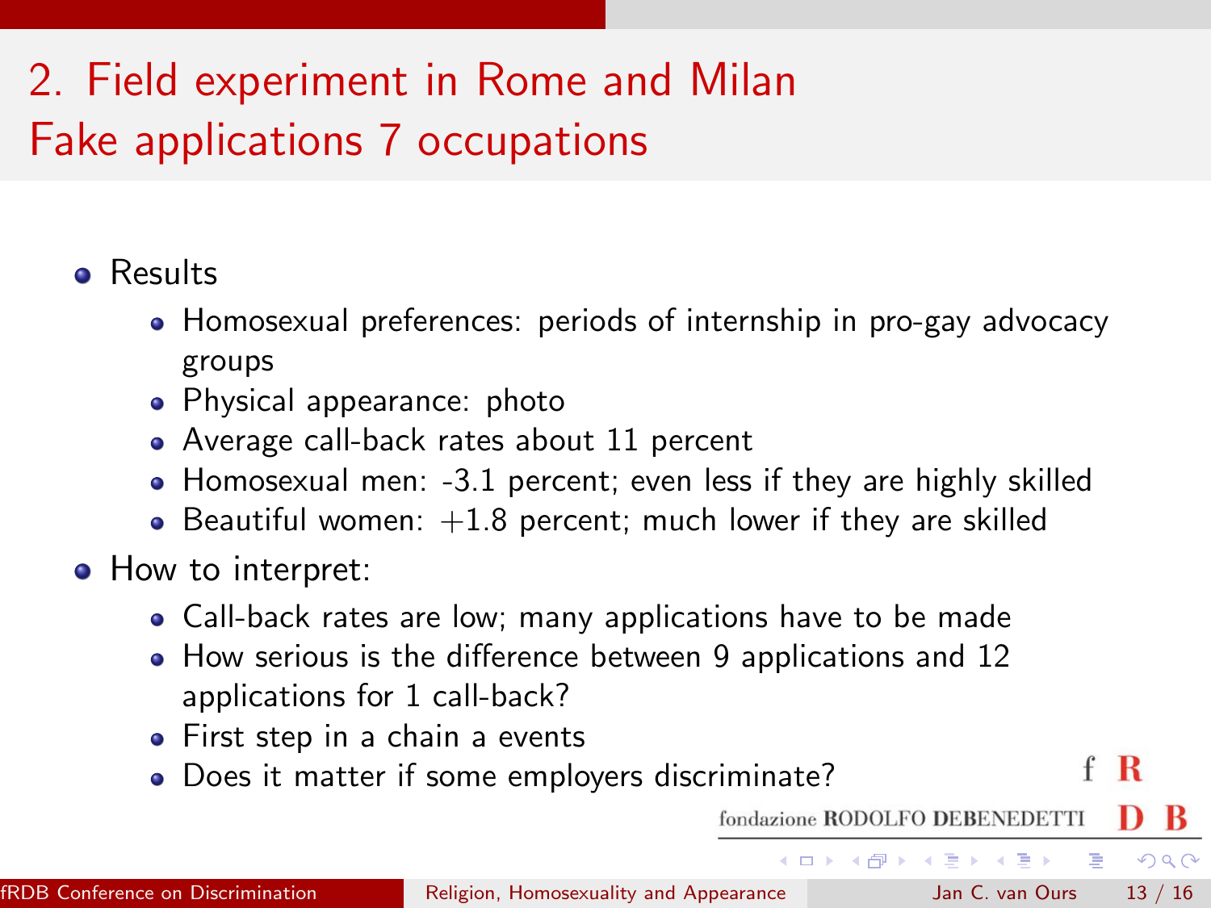# 2. Field experiment in Rome and Milan
## Fake applications 7 occupations

- Results
  - Homosexual preferences: periods of internship in pro-gay advocacy groups
  - Physical appearance: photo
  - Average call-back rates about 11 percent
  - Homosexual men: -3.1 percent; even less if they are highly skilled
  - Beautiful women: +1.8 percent; much lower if they are skilled
- How to interpret:
  - Call-back rates are low; many applications have to be made
  - How serious is the difference between 9 applications and 12 applications for 1 call-back?
  - First step in a chain a events
  - Does it matter if some employers discriminate?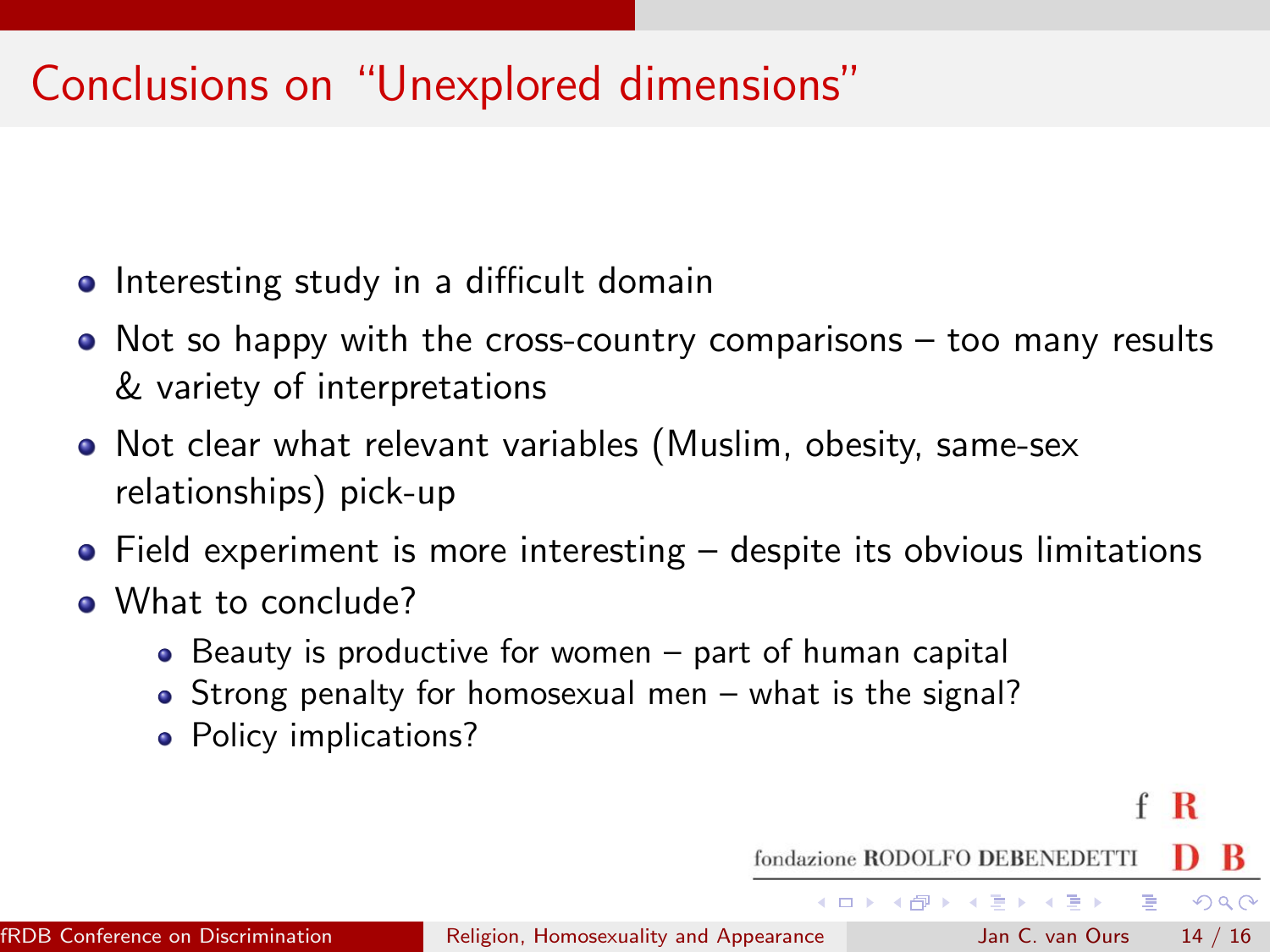# Conclusions on "Unexplored dimensions"

- Interesting study in a difficult domain
- Not so happy with the cross-country comparisons – too many results & variety of interpretations
- Not clear what relevant variables (Muslim, obesity, same-sex relationships) pick-up
- Field experiment is more interesting – despite its obvious limitations
- What to conclude?
  - Beauty is productive for women – part of human capital
  - Strong penalty for homosexual men – what is the signal?
  - Policy implications?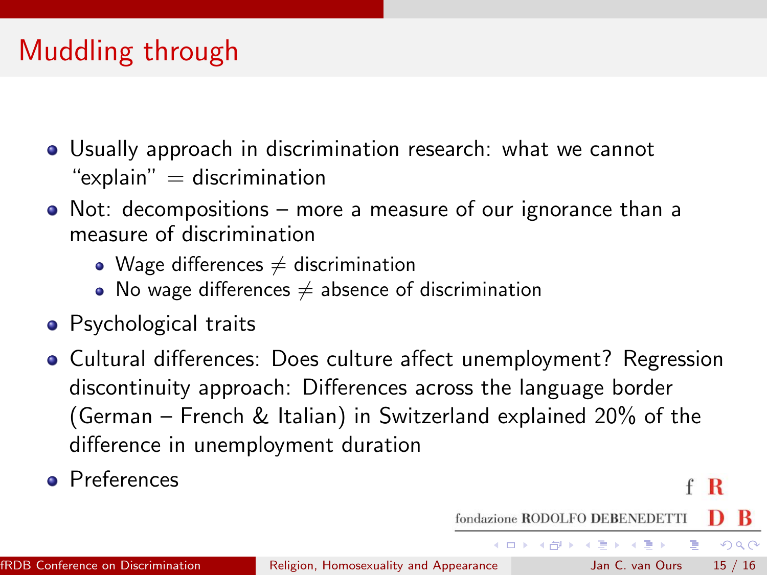# Muddling through

- Usually approach in discrimination research: what we cannot "explain" = discrimination
- Not: decompositions – more a measure of our ignorance than a measure of discrimination
  - Wage differences $\neq$ discrimination
  - No wage differences $\neq$ absence of discrimination
- Psychological traits
- Cultural differences: Does culture affect unemployment? Regression discontinuity approach: Differences across the language border (German – French & Italian) in Switzerland explained 20% of the difference in unemployment duration
- Preferences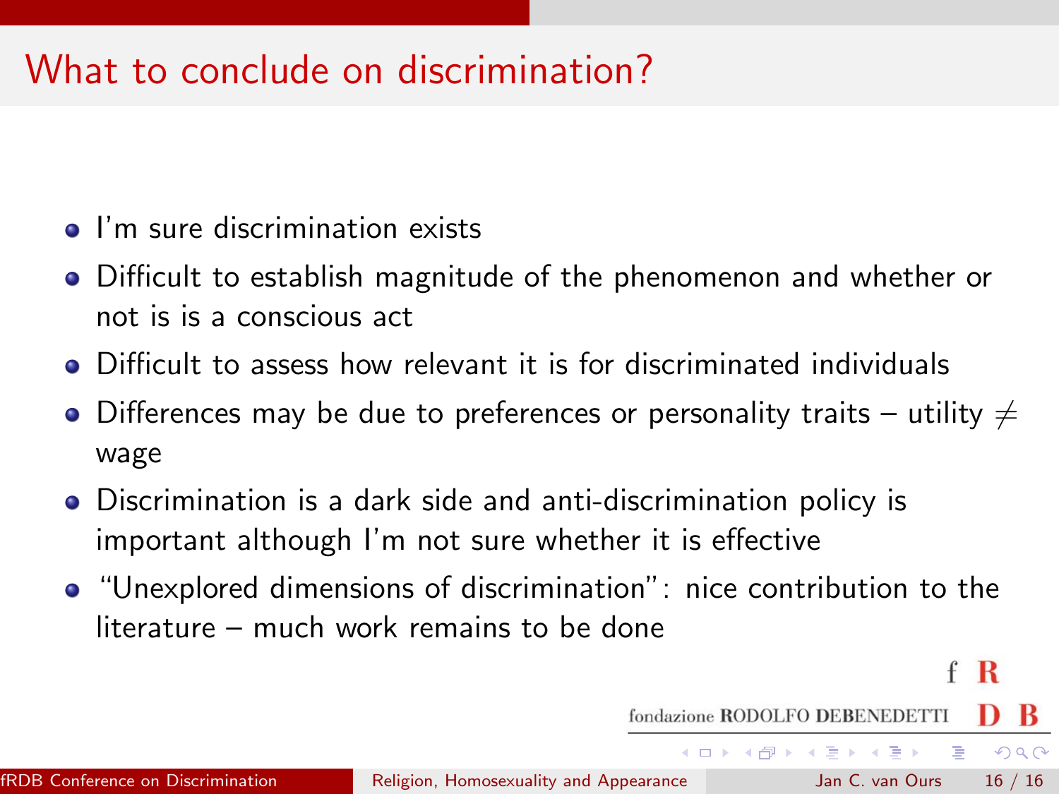# What to conclude on discrimination?

- I'm sure discrimination exists
- Difficult to establish magnitude of the phenomenon and whether or not is is a conscious act
- Difficult to assess how relevant it is for discriminated individuals
- Differences may be due to preferences or personality traits – utility $\neq$ wage
- Discrimination is a dark side and anti-discrimination policy is important although I'm not sure whether it is effective
- "Unexplored dimensions of discrimination": nice contribution to the literature – much work remains to be done